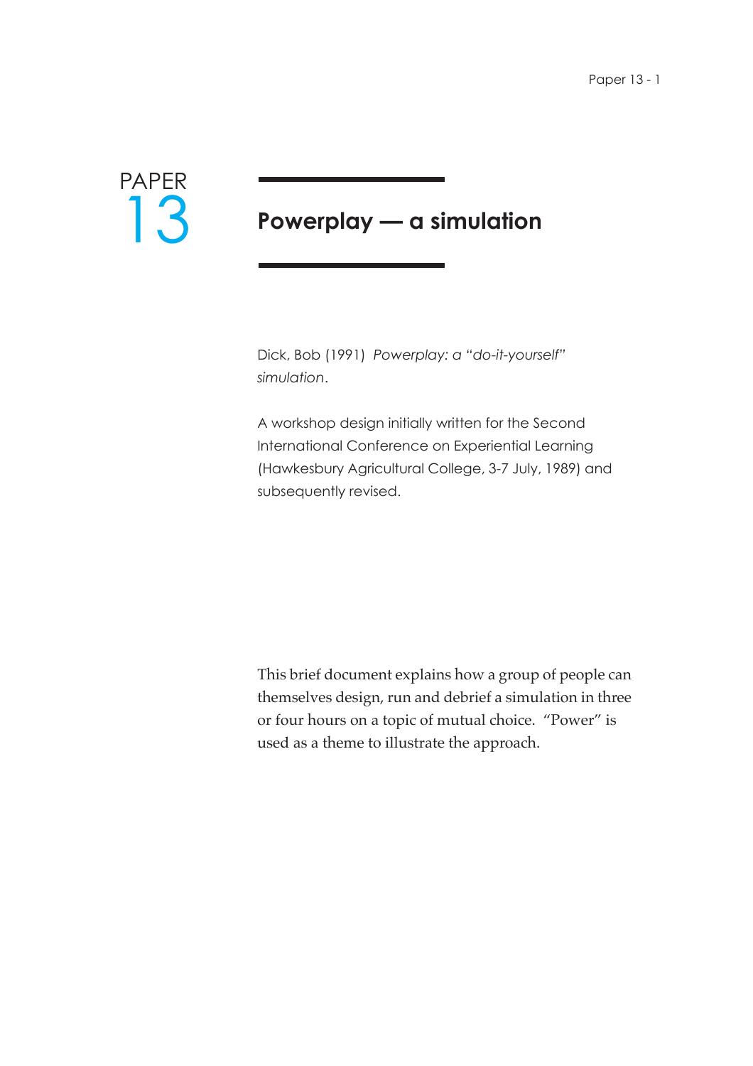PAPER 13

# Powerplay — a simulation

Dick, Bob (1991) *Powerplay: a "do-it-yourself" simulation*.

A workshop design initially written for the Second International Conference on Experiential Learning (Hawkesbury Agricultural College, 3-7 July, 1989) and subsequently revised.

This brief document explains how a group of people can themselves design, run and debrief a simulation in three or four hours on a topic of mutual choice. "Power" is used as a theme to illustrate the approach.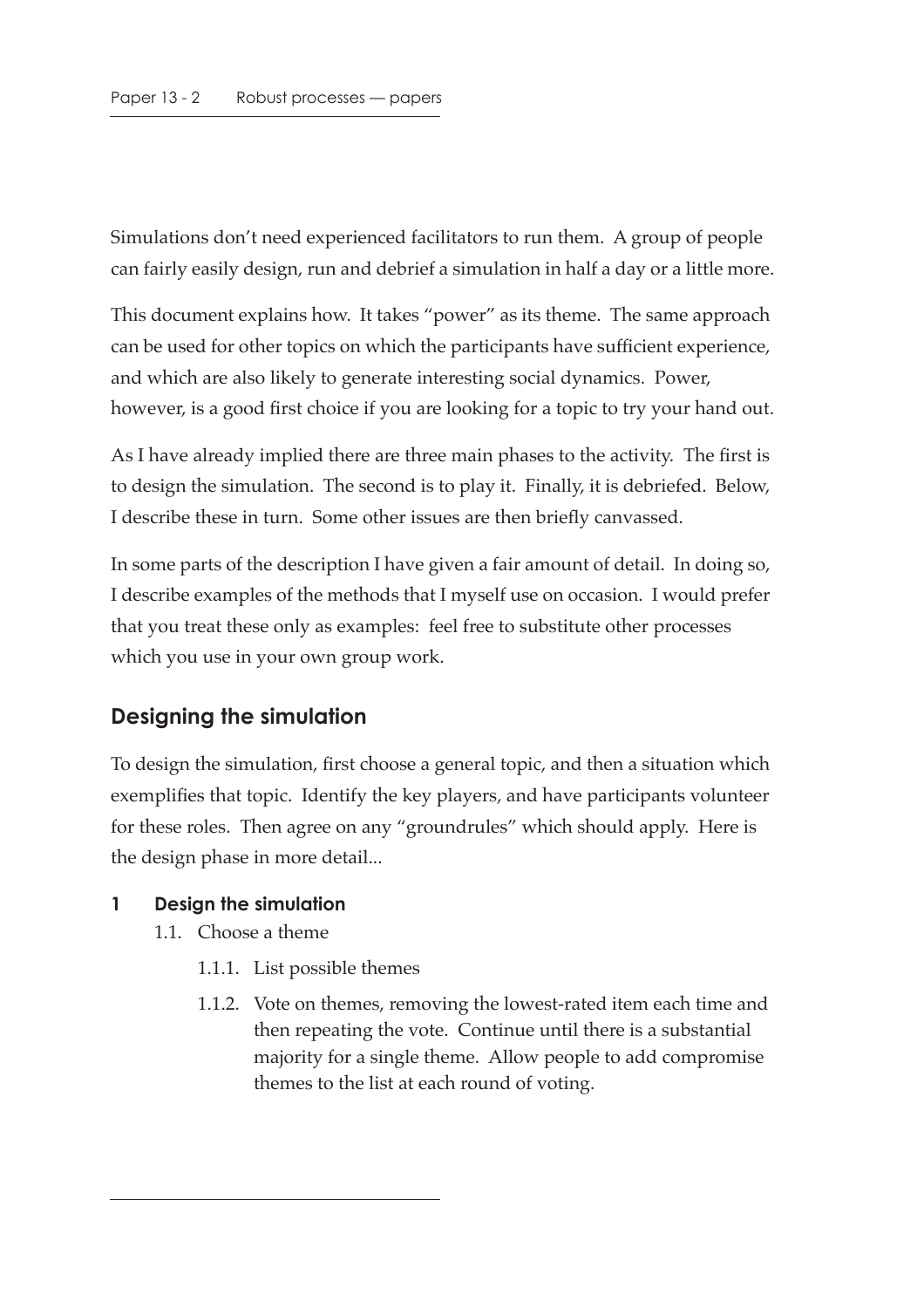Simulations don't need experienced facilitators to run them. A group of people can fairly easily design, run and debrief a simulation in half a day or a little more.

This document explains how. It takes "power" as its theme. The same approach can be used for other topics on which the participants have sufficient experience, and which are also likely to generate interesting social dynamics. Power, however, is a good first choice if you are looking for a topic to try your hand out.

As I have already implied there are three main phases to the activity. The first is to design the simulation. The second is to play it. Finally, it is debriefed. Below, I describe these in turn. Some other issues are then briefly canvassed.

In some parts of the description I have given a fair amount of detail. In doing so, I describe examples of the methods that I myself use on occasion. I would prefer that you treat these only as examples: feel free to substitute other processes which you use in your own group work.

## Designing the simulation

To design the simulation, first choose a general topic, and then a situation which exemplifies that topic. Identify the key players, and have participants volunteer for these roles. Then agree on any "groundrules" which should apply. Here is the design phase in more detail...

### 1 Design the simulation

- 1.1. Choose a theme
  - 1.1.1. List possible themes
  - 1.1.2. Vote on themes, removing the lowest-rated item each time and then repeating the vote. Continue until there is a substantial majority for a single theme. Allow people to add compromise themes to the list at each round of voting.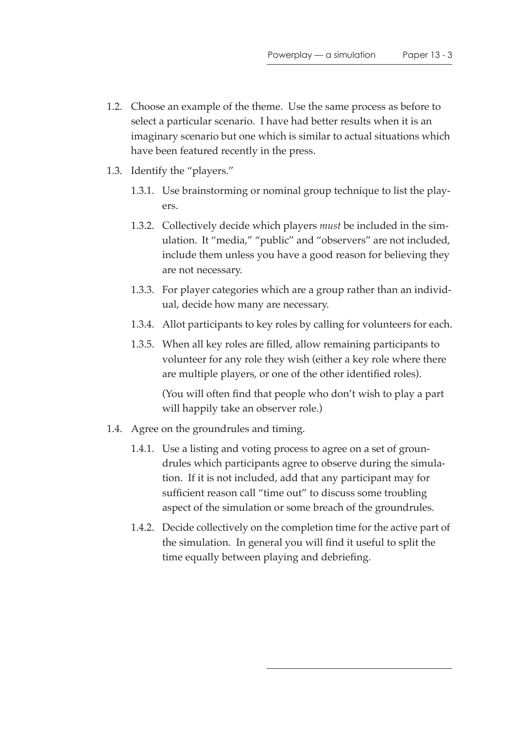1.2. Choose an example of the theme. Use the same process as before to select a particular scenario. I have had better results when it is an imaginary scenario but one which is similar to actual situations which have been featured recently in the press.

1.3. Identify the "players."

   1.3.1. Use brainstorming or nominal group technique to list the players.

   1.3.2. Collectively decide which players *must* be included in the simulation. It "media," "public" and "observers" are not included, include them unless you have a good reason for believing they are not necessary.

   1.3.3. For player categories which are a group rather than an individual, decide how many are necessary.

   1.3.4. Allot participants to key roles by calling for volunteers for each.

   1.3.5. When all key roles are filled, allow remaining participants to volunteer for any role they wish (either a key role where there are multiple players, or one of the other identified roles).

   (You will often find that people who don't wish to play a part will happily take an observer role.)

1.4. Agree on the groundrules and timing.

   1.4.1. Use a listing and voting process to agree on a set of groundrules which participants agree to observe during the simulation. If it is not included, add that any participant may for sufficient reason call "time out" to discuss some troubling aspect of the simulation or some breach of the groundrules.

   1.4.2. Decide collectively on the completion time for the active part of the simulation. In general you will find it useful to split the time equally between playing and debriefing.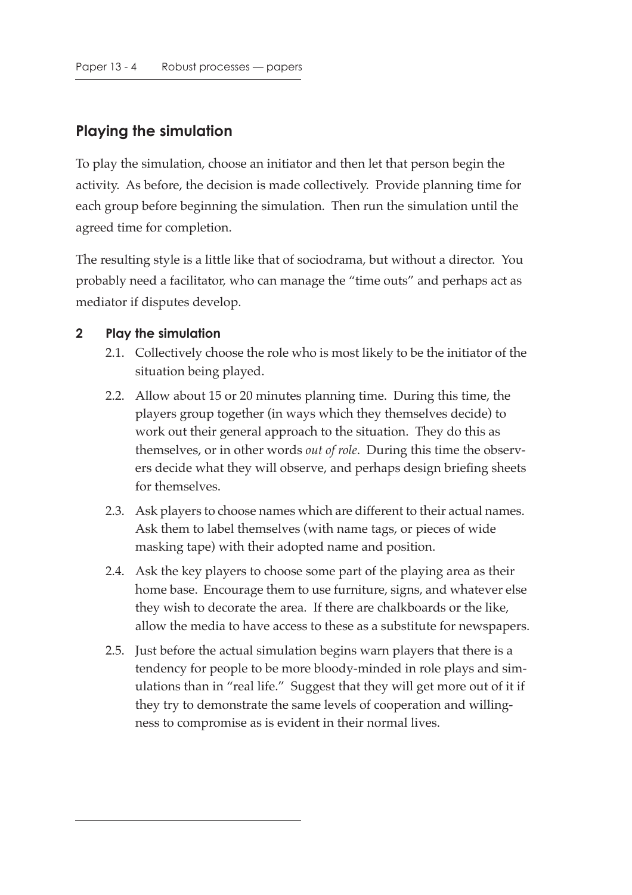## Playing the simulation

To play the simulation, choose an initiator and then let that person begin the activity. As before, the decision is made collectively. Provide planning time for each group before beginning the simulation. Then run the simulation until the agreed time for completion.

The resulting style is a little like that of sociodrama, but without a director. You probably need a facilitator, who can manage the "time outs" and perhaps act as mediator if disputes develop.

**2 Play the simulation**

2.1. Collectively choose the role who is most likely to be the initiator of the situation being played.

2.2. Allow about 15 or 20 minutes planning time. During this time, the players group together (in ways which they themselves decide) to work out their general approach to the situation. They do this as themselves, or in other words *out of role*. During this time the observers decide what they will observe, and perhaps design briefing sheets for themselves.

2.3. Ask players to choose names which are different to their actual names. Ask them to label themselves (with name tags, or pieces of wide masking tape) with their adopted name and position.

2.4. Ask the key players to choose some part of the playing area as their home base. Encourage them to use furniture, signs, and whatever else they wish to decorate the area. If there are chalkboards or the like, allow the media to have access to these as a substitute for newspapers.

2.5. Just before the actual simulation begins warn players that there is a tendency for people to be more bloody-minded in role plays and simulations than in "real life." Suggest that they will get more out of it if they try to demonstrate the same levels of cooperation and willingness to compromise as is evident in their normal lives.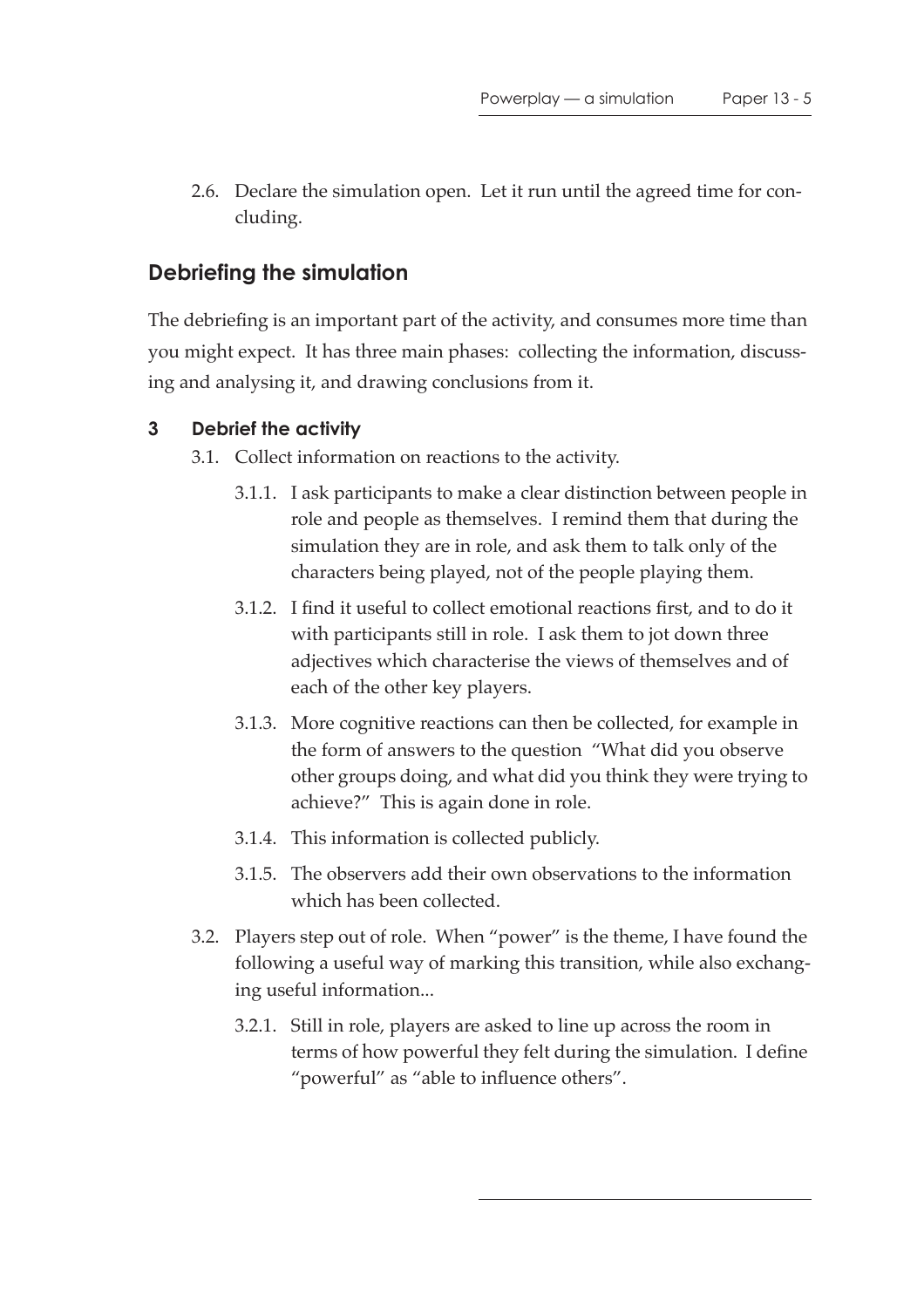2.6. Declare the simulation open. Let it run until the agreed time for concluding.

## Debriefing the simulation

The debriefing is an important part of the activity, and consumes more time than you might expect. It has three main phases: collecting the information, discussing and analysing it, and drawing conclusions from it.

### 3 Debrief the activity

3.1. Collect information on reactions to the activity.

3.1.1. I ask participants to make a clear distinction between people in role and people as themselves. I remind them that during the simulation they are in role, and ask them to talk only of the characters being played, not of the people playing them.

3.1.2. I find it useful to collect emotional reactions first, and to do it with participants still in role. I ask them to jot down three adjectives which characterise the views of themselves and of each of the other key players.

3.1.3. More cognitive reactions can then be collected, for example in the form of answers to the question "What did you observe other groups doing, and what did you think they were trying to achieve?" This is again done in role.

3.1.4. This information is collected publicly.

3.1.5. The observers add their own observations to the information which has been collected.

3.2. Players step out of role. When "power" is the theme, I have found the following a useful way of marking this transition, while also exchanging useful information...

3.2.1. Still in role, players are asked to line up across the room in terms of how powerful they felt during the simulation. I define "powerful" as "able to influence others".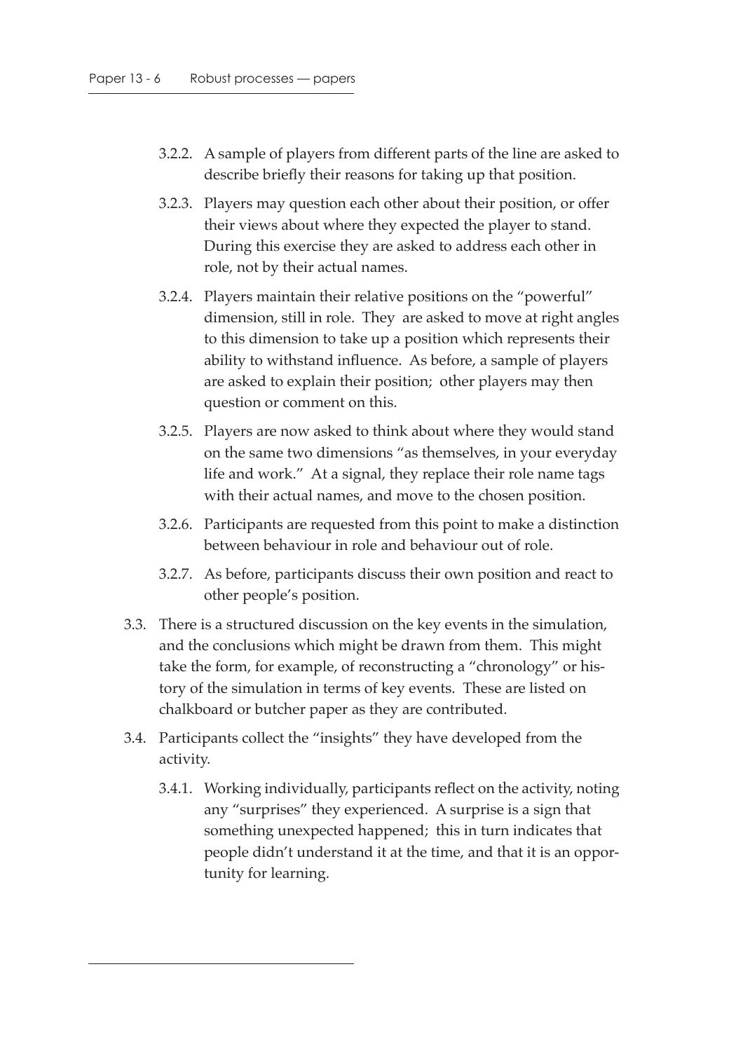3.2.2. A sample of players from different parts of the line are asked to describe briefly their reasons for taking up that position.

3.2.3. Players may question each other about their position, or offer their views about where they expected the player to stand. During this exercise they are asked to address each other in role, not by their actual names.

3.2.4. Players maintain their relative positions on the "powerful" dimension, still in role. They are asked to move at right angles to this dimension to take up a position which represents their ability to withstand influence. As before, a sample of players are asked to explain their position; other players may then question or comment on this.

3.2.5. Players are now asked to think about where they would stand on the same two dimensions "as themselves, in your everyday life and work." At a signal, they replace their role name tags with their actual names, and move to the chosen position.

3.2.6. Participants are requested from this point to make a distinction between behaviour in role and behaviour out of role.

3.2.7. As before, participants discuss their own position and react to other people's position.

3.3. There is a structured discussion on the key events in the simulation, and the conclusions which might be drawn from them. This might take the form, for example, of reconstructing a "chronology" or history of the simulation in terms of key events. These are listed on chalkboard or butcher paper as they are contributed.

3.4. Participants collect the "insights" they have developed from the activity.

3.4.1. Working individually, participants reflect on the activity, noting any "surprises" they experienced. A surprise is a sign that something unexpected happened; this in turn indicates that people didn't understand it at the time, and that it is an opportunity for learning.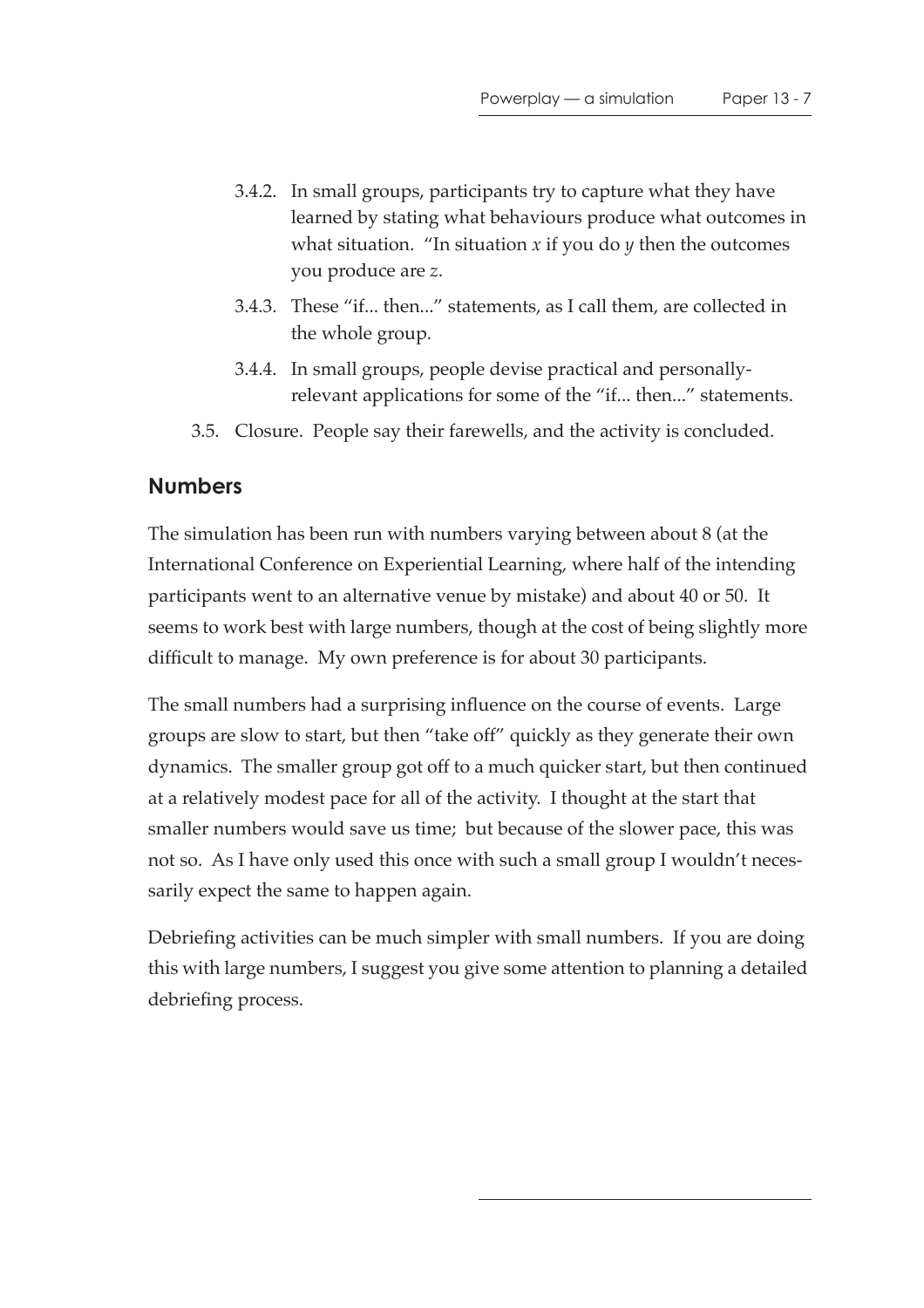3.4.2. In small groups, participants try to capture what they have learned by stating what behaviours produce what outcomes in what situation. "In situation *x* if you do *y* then the outcomes you produce are *z*.

3.4.3. These "if... then..." statements, as I call them, are collected in the whole group.

3.4.4. In small groups, people devise practical and personally-relevant applications for some of the "if... then..." statements.

3.5. Closure. People say their farewells, and the activity is concluded.

## Numbers

The simulation has been run with numbers varying between about 8 (at the International Conference on Experiential Learning, where half of the intending participants went to an alternative venue by mistake) and about 40 or 50. It seems to work best with large numbers, though at the cost of being slightly more difficult to manage. My own preference is for about 30 participants.

The small numbers had a surprising influence on the course of events. Large groups are slow to start, but then "take off" quickly as they generate their own dynamics. The smaller group got off to a much quicker start, but then continued at a relatively modest pace for all of the activity. I thought at the start that smaller numbers would save us time; but because of the slower pace, this was not so. As I have only used this once with such a small group I wouldn't necessarily expect the same to happen again.

Debriefing activities can be much simpler with small numbers. If you are doing this with large numbers, I suggest you give some attention to planning a detailed debriefing process.